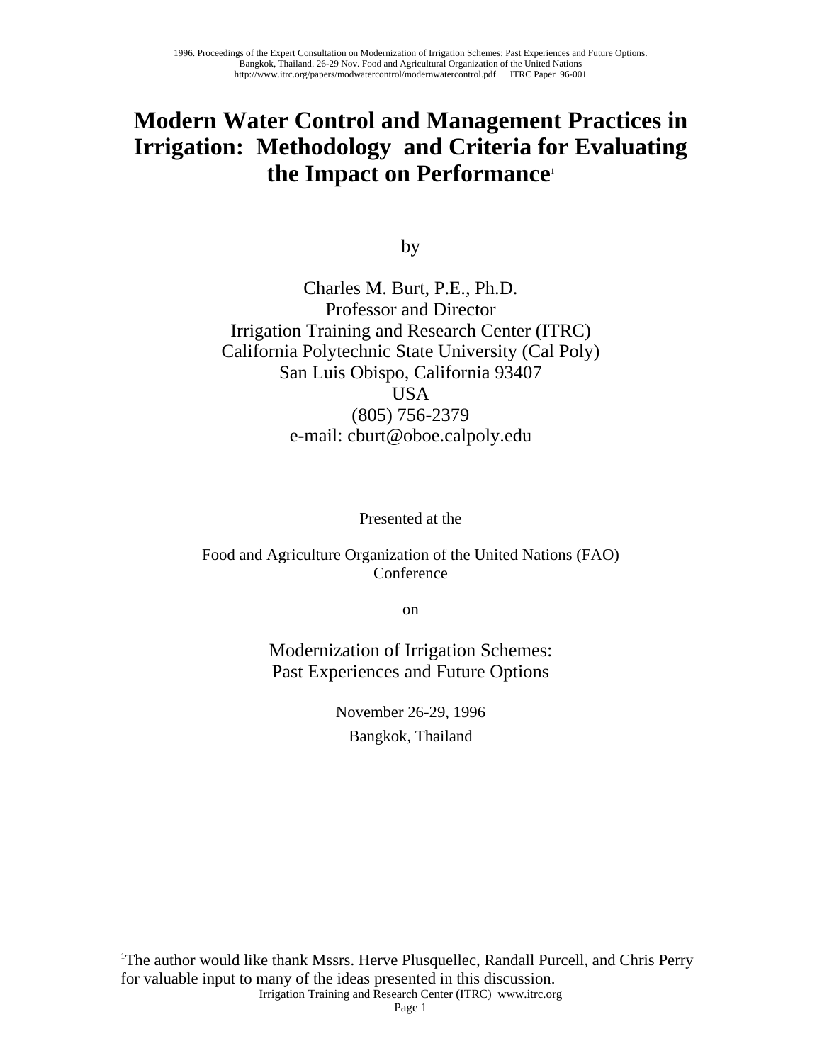# Modern Water Control and Management Practices in Irrigation: Methodology and Criteria for Evaluating the Impact on Performance[1]

by

Charles M. Burt, P.E., Ph.D.
Professor and Director
Irrigation Training and Research Center (ITRC)
California Polytechnic State University (Cal Poly)
San Luis Obispo, California 93407
USA
(805) 756-2379
e-mail: cburt@oboe.calpoly.edu

Presented at the

Food and Agriculture Organization of the United Nations (FAO) Conference

on

Modernization of Irrigation Schemes:
Past Experiences and Future Options

November 26-29, 1996

Bangkok, Thailand

---

[1]The author would like thank Mssrs. Herve Plusquellec, Randall Purcell, and Chris Perry for valuable input to many of the ideas presented in this discussion.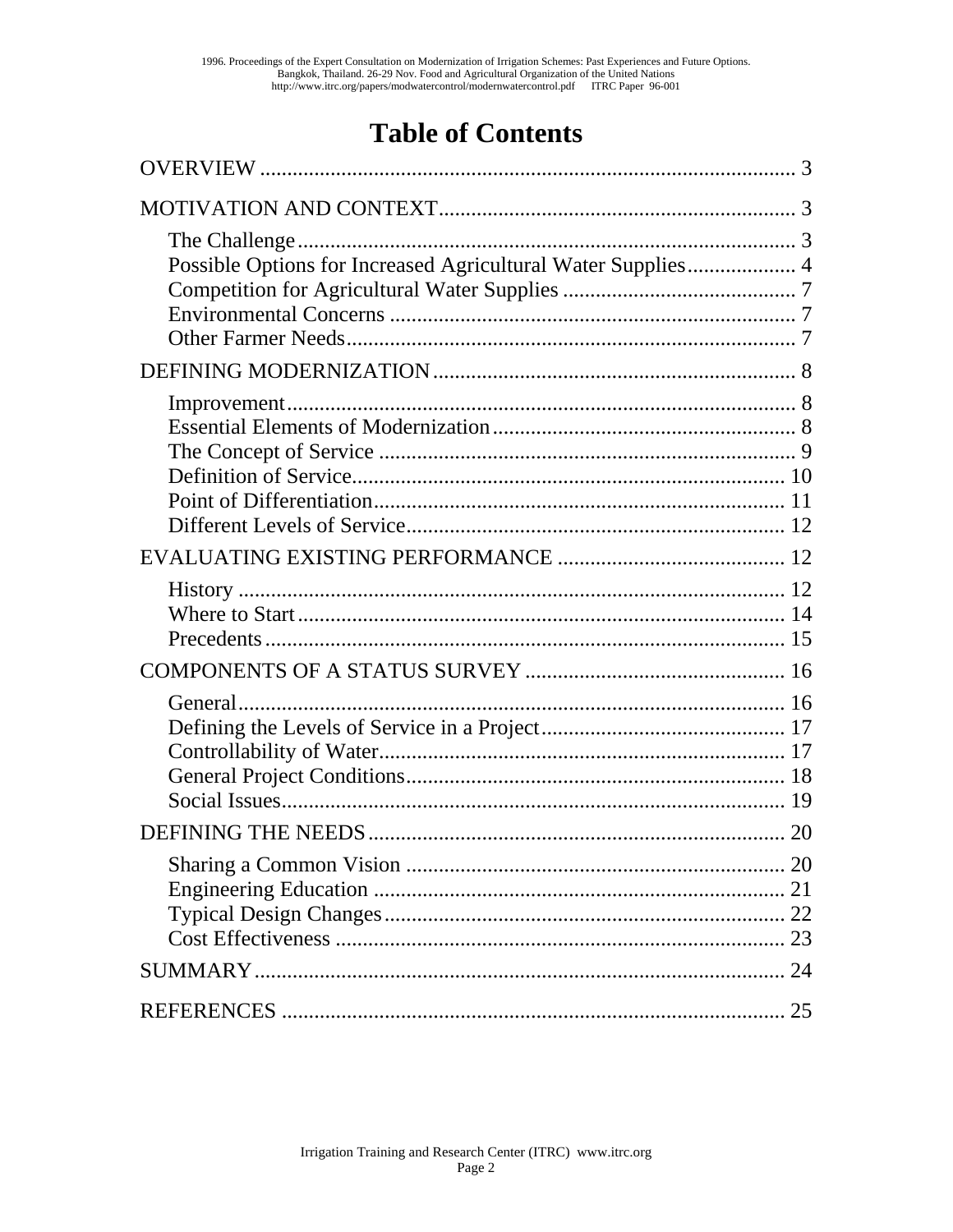# Table of Contents

OVERVIEW ..... 3

MOTIVATION AND CONTEXT ..... 3

- The Challenge ..... 3
- Possible Options for Increased Agricultural Water Supplies ..... 4
- Competition for Agricultural Water Supplies ..... 7
- Environmental Concerns ..... 7
- Other Farmer Needs ..... 7

DEFINING MODERNIZATION ..... 8

- Improvement ..... 8
- Essential Elements of Modernization ..... 8
- The Concept of Service ..... 9
- Definition of Service ..... 10
- Point of Differentiation ..... 11
- Different Levels of Service ..... 12

EVALUATING EXISTING PERFORMANCE ..... 12

- History ..... 12
- Where to Start ..... 14
- Precedents ..... 15

COMPONENTS OF A STATUS SURVEY ..... 16

- General ..... 16
- Defining the Levels of Service in a Project ..... 17
- Controllability of Water ..... 17
- General Project Conditions ..... 18
- Social Issues ..... 19

DEFINING THE NEEDS ..... 20

- Sharing a Common Vision ..... 20
- Engineering Education ..... 21
- Typical Design Changes ..... 22
- Cost Effectiveness ..... 23

SUMMARY ..... 24

REFERENCES ..... 25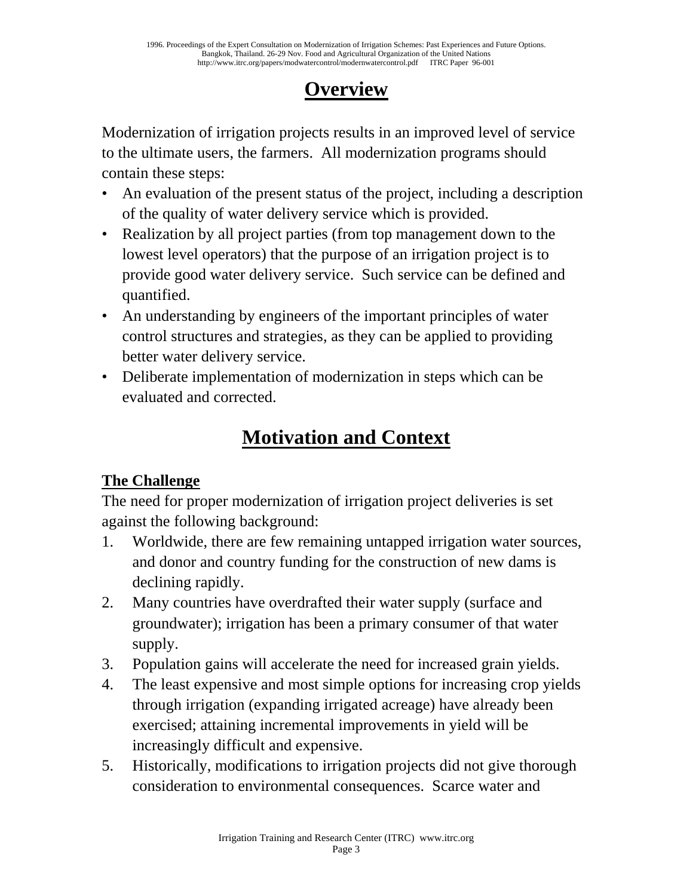# Overview

Modernization of irrigation projects results in an improved level of service to the ultimate users, the farmers. All modernization programs should contain these steps:

- An evaluation of the present status of the project, including a description of the quality of water delivery service which is provided.
- Realization by all project parties (from top management down to the lowest level operators) that the purpose of an irrigation project is to provide good water delivery service. Such service can be defined and quantified.
- An understanding by engineers of the important principles of water control structures and strategies, as they can be applied to providing better water delivery service.
- Deliberate implementation of modernization in steps which can be evaluated and corrected.

# Motivation and Context

## The Challenge

The need for proper modernization of irrigation project deliveries is set against the following background:

1. Worldwide, there are few remaining untapped irrigation water sources, and donor and country funding for the construction of new dams is declining rapidly.
2. Many countries have overdrafted their water supply (surface and groundwater); irrigation has been a primary consumer of that water supply.
3. Population gains will accelerate the need for increased grain yields.
4. The least expensive and most simple options for increasing crop yields through irrigation (expanding irrigated acreage) have already been exercised; attaining incremental improvements in yield will be increasingly difficult and expensive.
5. Historically, modifications to irrigation projects did not give thorough consideration to environmental consequences. Scarce water and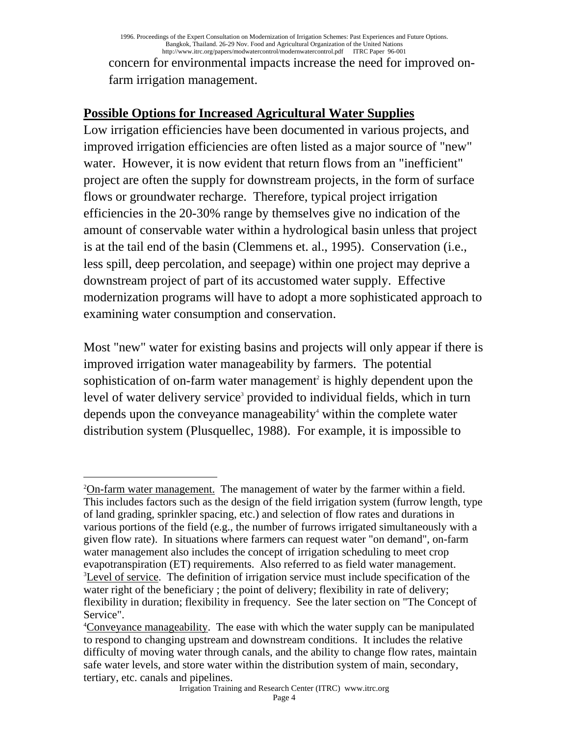concern for environmental impacts increase the need for improved on-farm irrigation management.

## Possible Options for Increased Agricultural Water Supplies

Low irrigation efficiencies have been documented in various projects, and improved irrigation efficiencies are often listed as a major source of "new" water. However, it is now evident that return flows from an "inefficient" project are often the supply for downstream projects, in the form of surface flows or groundwater recharge. Therefore, typical project irrigation efficiencies in the 20-30% range by themselves give no indication of the amount of conservable water within a hydrological basin unless that project is at the tail end of the basin (Clemmens et. al., 1995). Conservation (i.e., less spill, deep percolation, and seepage) within one project may deprive a downstream project of part of its accustomed water supply. Effective modernization programs will have to adopt a more sophisticated approach to examining water consumption and conservation.

Most "new" water for existing basins and projects will only appear if there is improved irrigation water manageability by farmers. The potential sophistication of on-farm water management[2] is highly dependent upon the level of water delivery service[3] provided to individual fields, which in turn depends upon the conveyance manageability[4] within the complete water distribution system (Plusquellec, 1988). For example, it is impossible to

---

[2]On-farm water management. The management of water by the farmer within a field. This includes factors such as the design of the field irrigation system (furrow length, type of land grading, sprinkler spacing, etc.) and selection of flow rates and durations in various portions of the field (e.g., the number of furrows irrigated simultaneously with a given flow rate). In situations where farmers can request water "on demand", on-farm water management also includes the concept of irrigation scheduling to meet crop evapotranspiration (ET) requirements. Also referred to as field water management.

[3]Level of service. The definition of irrigation service must include specification of the water right of the beneficiary ; the point of delivery; flexibility in rate of delivery; flexibility in duration; flexibility in frequency. See the later section on "The Concept of Service".

[4]Conveyance manageability. The ease with which the water supply can be manipulated to respond to changing upstream and downstream conditions. It includes the relative difficulty of moving water through canals, and the ability to change flow rates, maintain safe water levels, and store water within the distribution system of main, secondary, tertiary, etc. canals and pipelines.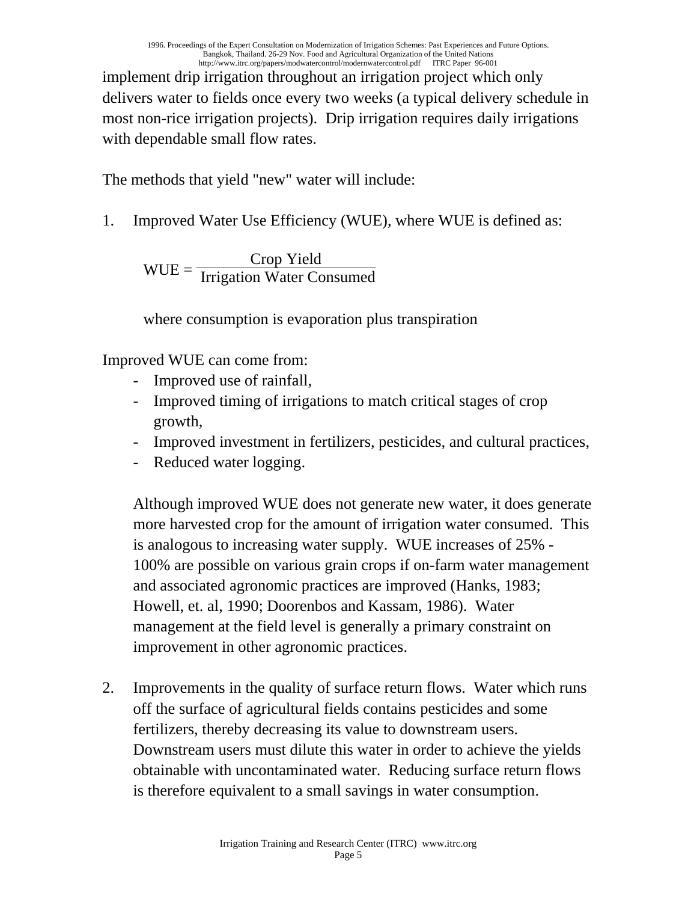implement drip irrigation throughout an irrigation project which only delivers water to fields once every two weeks (a typical delivery schedule in most non-rice irrigation projects). Drip irrigation requires daily irrigations with dependable small flow rates.

The methods that yield "new" water will include:

1. Improved Water Use Efficiency (WUE), where WUE is defined as:

$$\text{WUE} = \frac{\text{Crop Yield}}{\text{Irrigation Water Consumed}}$$

where consumption is evaporation plus transpiration

Improved WUE can come from:

- Improved use of rainfall,
- Improved timing of irrigations to match critical stages of crop growth,
- Improved investment in fertilizers, pesticides, and cultural practices,
- Reduced water logging.

Although improved WUE does not generate new water, it does generate more harvested crop for the amount of irrigation water consumed. This is analogous to increasing water supply. WUE increases of 25% - 100% are possible on various grain crops if on-farm water management and associated agronomic practices are improved (Hanks, 1983; Howell, et. al, 1990; Doorenbos and Kassam, 1986). Water management at the field level is generally a primary constraint on improvement in other agronomic practices.

2. Improvements in the quality of surface return flows. Water which runs off the surface of agricultural fields contains pesticides and some fertilizers, thereby decreasing its value to downstream users. Downstream users must dilute this water in order to achieve the yields obtainable with uncontaminated water. Reducing surface return flows is therefore equivalent to a small savings in water consumption.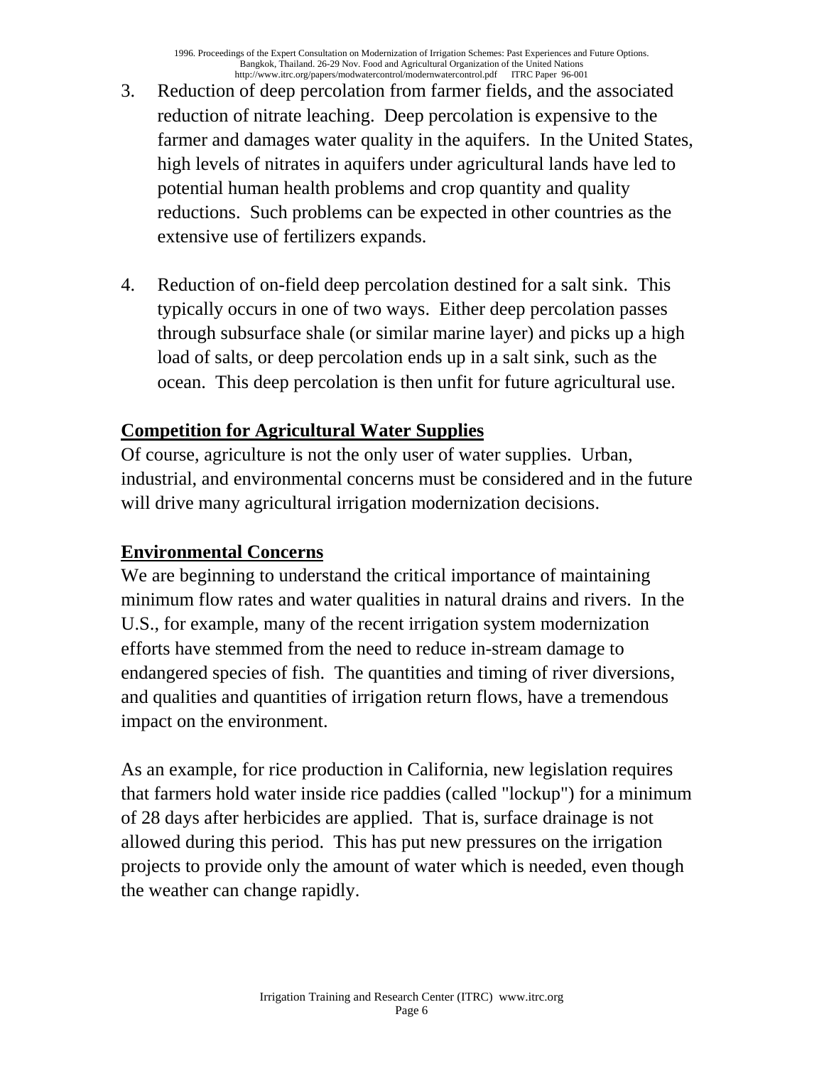3. Reduction of deep percolation from farmer fields, and the associated reduction of nitrate leaching. Deep percolation is expensive to the farmer and damages water quality in the aquifers. In the United States, high levels of nitrates in aquifers under agricultural lands have led to potential human health problems and crop quantity and quality reductions. Such problems can be expected in other countries as the extensive use of fertilizers expands.

4. Reduction of on-field deep percolation destined for a salt sink. This typically occurs in one of two ways. Either deep percolation passes through subsurface shale (or similar marine layer) and picks up a high load of salts, or deep percolation ends up in a salt sink, such as the ocean. This deep percolation is then unfit for future agricultural use.

## Competition for Agricultural Water Supplies

Of course, agriculture is not the only user of water supplies. Urban, industrial, and environmental concerns must be considered and in the future will drive many agricultural irrigation modernization decisions.

## Environmental Concerns

We are beginning to understand the critical importance of maintaining minimum flow rates and water qualities in natural drains and rivers. In the U.S., for example, many of the recent irrigation system modernization efforts have stemmed from the need to reduce in-stream damage to endangered species of fish. The quantities and timing of river diversions, and qualities and quantities of irrigation return flows, have a tremendous impact on the environment.

As an example, for rice production in California, new legislation requires that farmers hold water inside rice paddies (called "lockup") for a minimum of 28 days after herbicides are applied. That is, surface drainage is not allowed during this period. This has put new pressures on the irrigation projects to provide only the amount of water which is needed, even though the weather can change rapidly.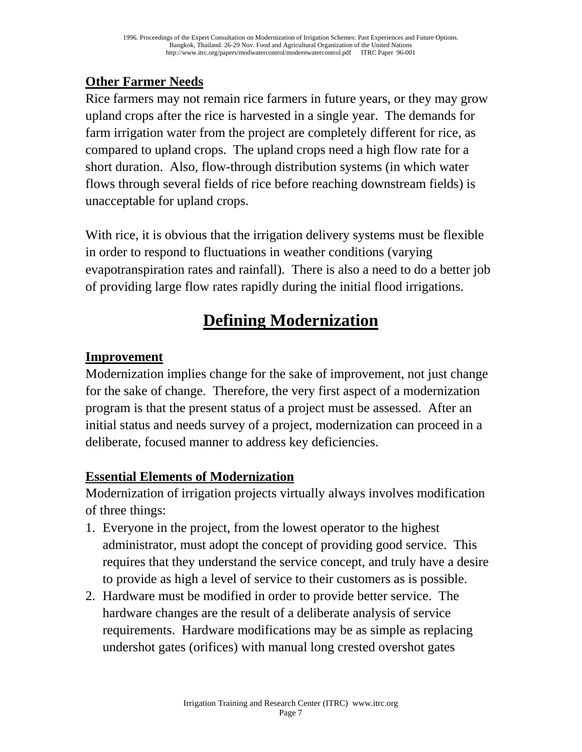### Other Farmer Needs

Rice farmers may not remain rice farmers in future years, or they may grow upland crops after the rice is harvested in a single year. The demands for farm irrigation water from the project are completely different for rice, as compared to upland crops. The upland crops need a high flow rate for a short duration. Also, flow-through distribution systems (in which water flows through several fields of rice before reaching downstream fields) is unacceptable for upland crops.

With rice, it is obvious that the irrigation delivery systems must be flexible in order to respond to fluctuations in weather conditions (varying evapotranspiration rates and rainfall). There is also a need to do a better job of providing large flow rates rapidly during the initial flood irrigations.

## Defining Modernization

### Improvement

Modernization implies change for the sake of improvement, not just change for the sake of change. Therefore, the very first aspect of a modernization program is that the present status of a project must be assessed. After an initial status and needs survey of a project, modernization can proceed in a deliberate, focused manner to address key deficiencies.

### Essential Elements of Modernization

Modernization of irrigation projects virtually always involves modification of three things:

1. Everyone in the project, from the lowest operator to the highest administrator, must adopt the concept of providing good service. This requires that they understand the service concept, and truly have a desire to provide as high a level of service to their customers as is possible.
2. Hardware must be modified in order to provide better service. The hardware changes are the result of a deliberate analysis of service requirements. Hardware modifications may be as simple as replacing undershot gates (orifices) with manual long crested overshot gates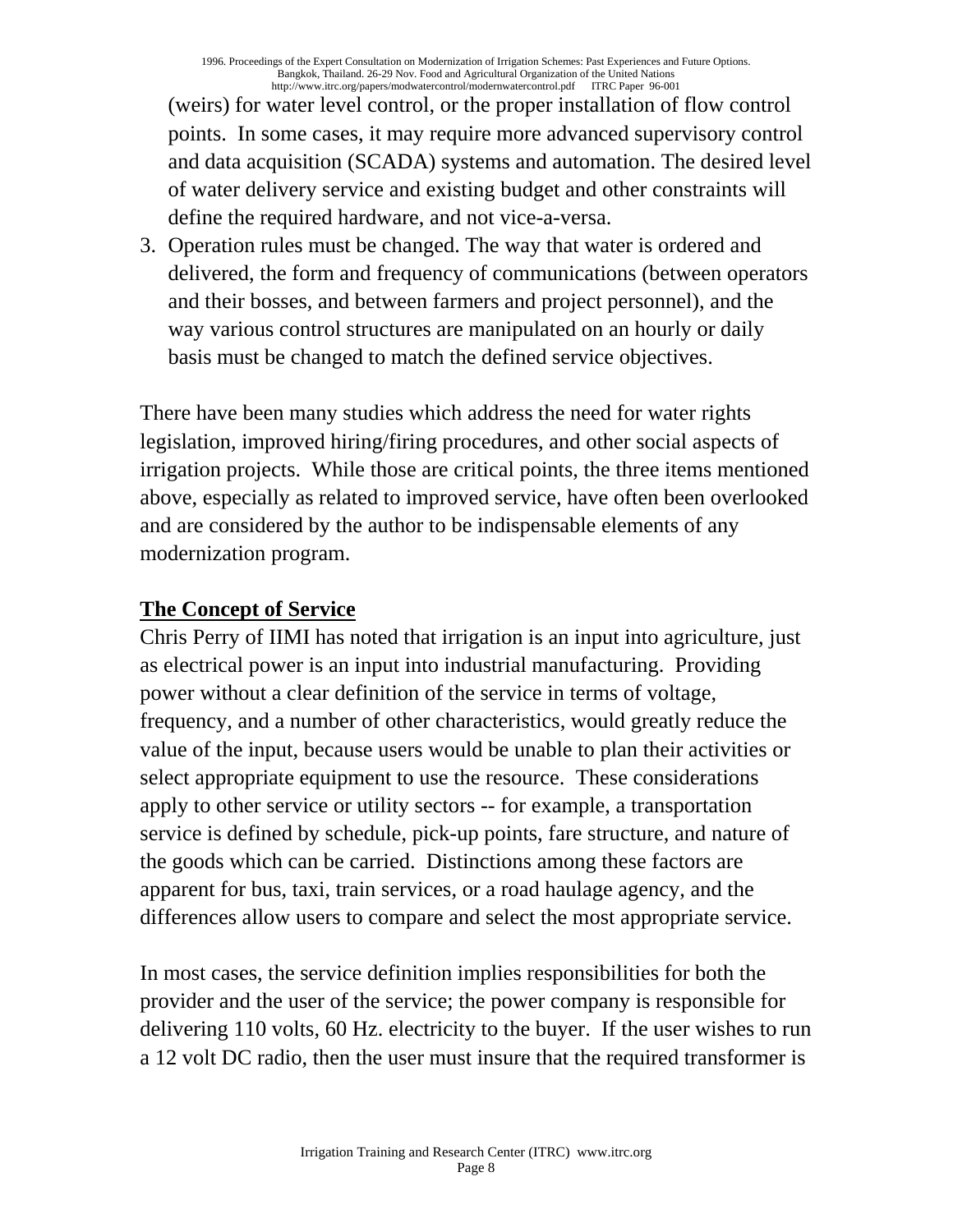(weirs) for water level control, or the proper installation of flow control points. In some cases, it may require more advanced supervisory control and data acquisition (SCADA) systems and automation. The desired level of water delivery service and existing budget and other constraints will define the required hardware, and not vice-a-versa.

3. Operation rules must be changed. The way that water is ordered and delivered, the form and frequency of communications (between operators and their bosses, and between farmers and project personnel), and the way various control structures are manipulated on an hourly or daily basis must be changed to match the defined service objectives.

There have been many studies which address the need for water rights legislation, improved hiring/firing procedures, and other social aspects of irrigation projects. While those are critical points, the three items mentioned above, especially as related to improved service, have often been overlooked and are considered by the author to be indispensable elements of any modernization program.

## The Concept of Service

Chris Perry of IIMI has noted that irrigation is an input into agriculture, just as electrical power is an input into industrial manufacturing. Providing power without a clear definition of the service in terms of voltage, frequency, and a number of other characteristics, would greatly reduce the value of the input, because users would be unable to plan their activities or select appropriate equipment to use the resource. These considerations apply to other service or utility sectors -- for example, a transportation service is defined by schedule, pick-up points, fare structure, and nature of the goods which can be carried. Distinctions among these factors are apparent for bus, taxi, train services, or a road haulage agency, and the differences allow users to compare and select the most appropriate service.

In most cases, the service definition implies responsibilities for both the provider and the user of the service; the power company is responsible for delivering 110 volts, 60 Hz. electricity to the buyer. If the user wishes to run a 12 volt DC radio, then the user must insure that the required transformer is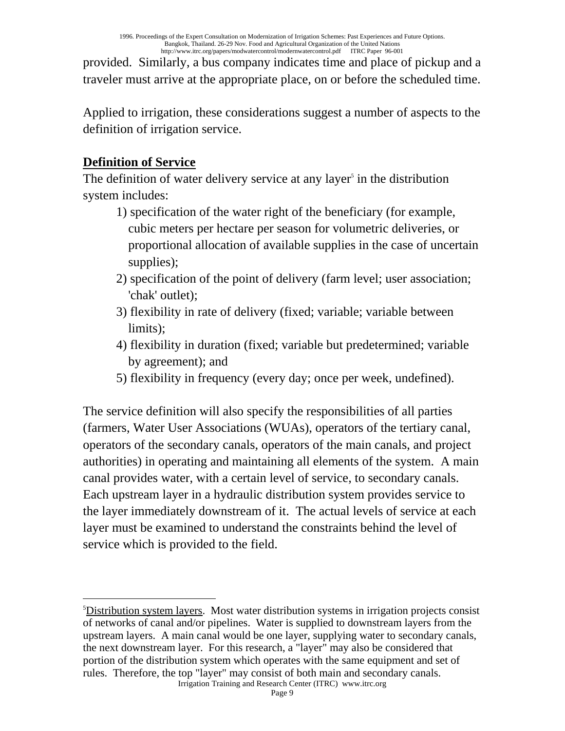provided. Similarly, a bus company indicates time and place of pickup and a traveler must arrive at the appropriate place, on or before the scheduled time.

Applied to irrigation, these considerations suggest a number of aspects to the definition of irrigation service.

## Definition of Service

The definition of water delivery service at any layer[5] in the distribution system includes:

1) specification of the water right of the beneficiary (for example, cubic meters per hectare per season for volumetric deliveries, or proportional allocation of available supplies in the case of uncertain supplies);
2) specification of the point of delivery (farm level; user association; 'chak' outlet);
3) flexibility in rate of delivery (fixed; variable; variable between limits);
4) flexibility in duration (fixed; variable but predetermined; variable by agreement); and
5) flexibility in frequency (every day; once per week, undefined).

The service definition will also specify the responsibilities of all parties (farmers, Water User Associations (WUAs), operators of the tertiary canal, operators of the secondary canals, operators of the main canals, and project authorities) in operating and maintaining all elements of the system. A main canal provides water, with a certain level of service, to secondary canals. Each upstream layer in a hydraulic distribution system provides service to the layer immediately downstream of it. The actual levels of service at each layer must be examined to understand the constraints behind the level of service which is provided to the field.

---

[5] Distribution system layers. Most water distribution systems in irrigation projects consist of networks of canal and/or pipelines. Water is supplied to downstream layers from the upstream layers. A main canal would be one layer, supplying water to secondary canals, the next downstream layer. For this research, a "layer" may also be considered that portion of the distribution system which operates with the same equipment and set of rules. Therefore, the top "layer" may consist of both main and secondary canals.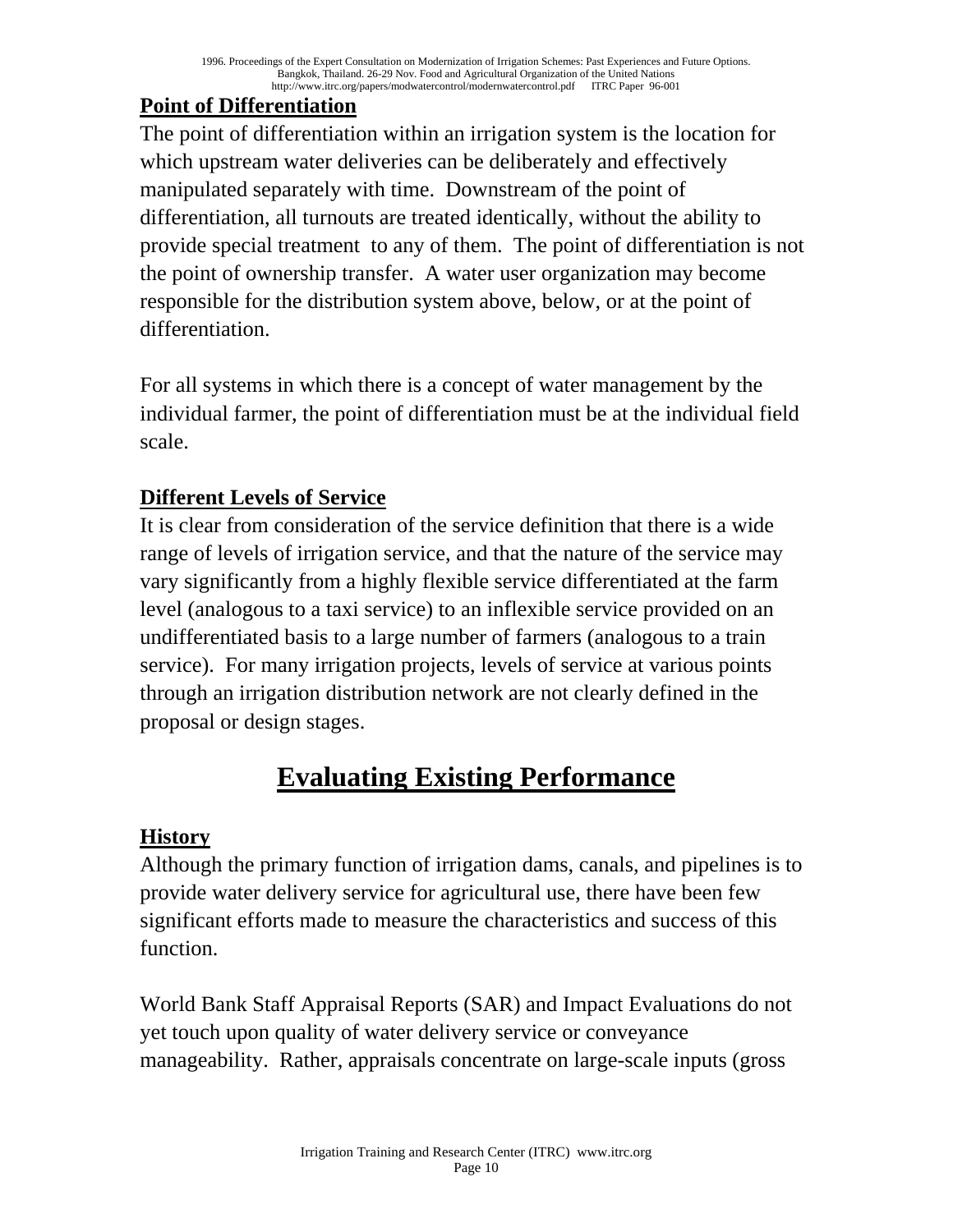### Point of Differentiation

The point of differentiation within an irrigation system is the location for which upstream water deliveries can be deliberately and effectively manipulated separately with time. Downstream of the point of differentiation, all turnouts are treated identically, without the ability to provide special treatment to any of them. The point of differentiation is not the point of ownership transfer. A water user organization may become responsible for the distribution system above, below, or at the point of differentiation.

For all systems in which there is a concept of water management by the individual farmer, the point of differentiation must be at the individual field scale.

### Different Levels of Service

It is clear from consideration of the service definition that there is a wide range of levels of irrigation service, and that the nature of the service may vary significantly from a highly flexible service differentiated at the farm level (analogous to a taxi service) to an inflexible service provided on an undifferentiated basis to a large number of farmers (analogous to a train service). For many irrigation projects, levels of service at various points through an irrigation distribution network are not clearly defined in the proposal or design stages.

## Evaluating Existing Performance

### History

Although the primary function of irrigation dams, canals, and pipelines is to provide water delivery service for agricultural use, there have been few significant efforts made to measure the characteristics and success of this function.

World Bank Staff Appraisal Reports (SAR) and Impact Evaluations do not yet touch upon quality of water delivery service or conveyance manageability. Rather, appraisals concentrate on large-scale inputs (gross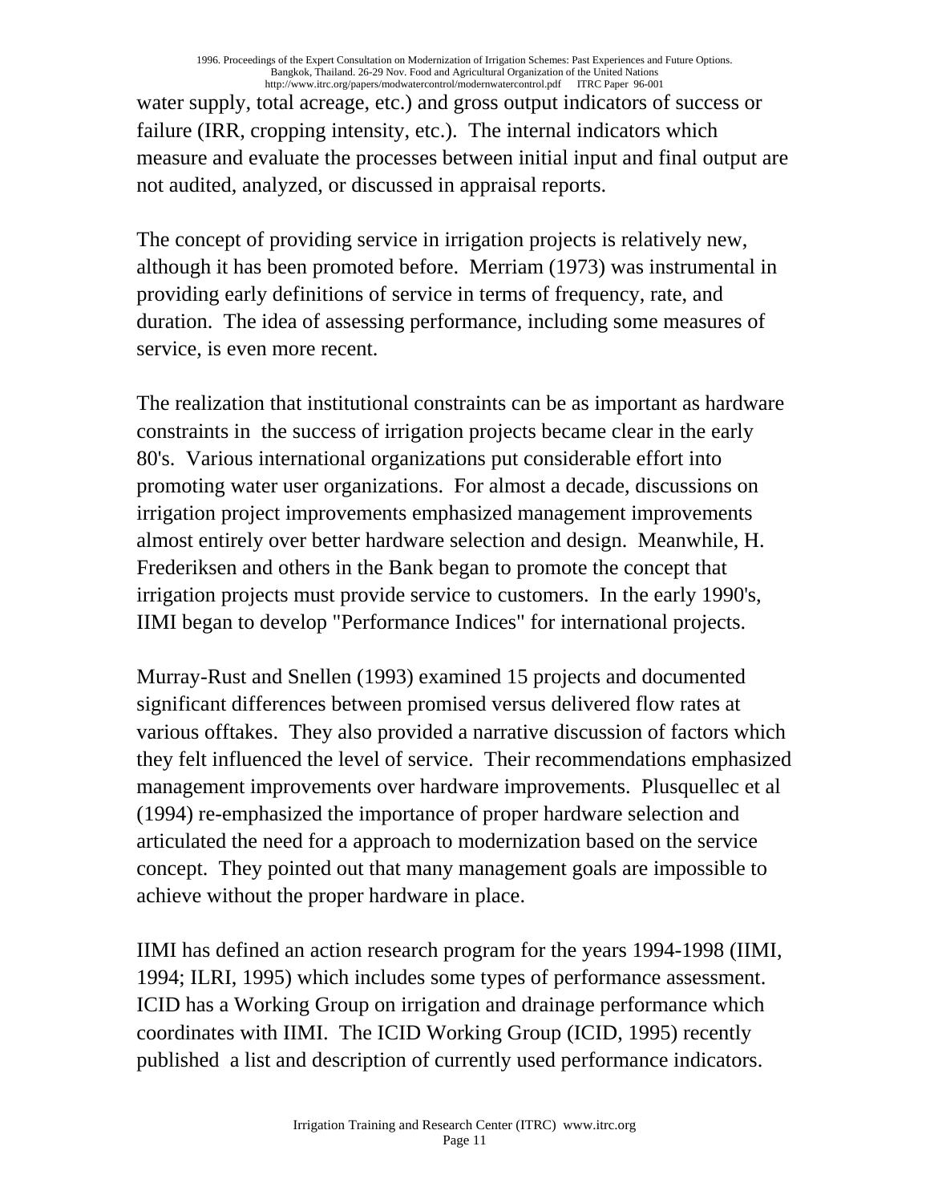water supply, total acreage, etc.) and gross output indicators of success or failure (IRR, cropping intensity, etc.). The internal indicators which measure and evaluate the processes between initial input and final output are not audited, analyzed, or discussed in appraisal reports.

The concept of providing service in irrigation projects is relatively new, although it has been promoted before. Merriam (1973) was instrumental in providing early definitions of service in terms of frequency, rate, and duration. The idea of assessing performance, including some measures of service, is even more recent.

The realization that institutional constraints can be as important as hardware constraints in the success of irrigation projects became clear in the early 80's. Various international organizations put considerable effort into promoting water user organizations. For almost a decade, discussions on irrigation project improvements emphasized management improvements almost entirely over better hardware selection and design. Meanwhile, H. Frederiksen and others in the Bank began to promote the concept that irrigation projects must provide service to customers. In the early 1990's, IIMI began to develop "Performance Indices" for international projects.

Murray-Rust and Snellen (1993) examined 15 projects and documented significant differences between promised versus delivered flow rates at various offtakes. They also provided a narrative discussion of factors which they felt influenced the level of service. Their recommendations emphasized management improvements over hardware improvements. Plusquellec et al (1994) re-emphasized the importance of proper hardware selection and articulated the need for a approach to modernization based on the service concept. They pointed out that many management goals are impossible to achieve without the proper hardware in place.

IIMI has defined an action research program for the years 1994-1998 (IIMI, 1994; ILRI, 1995) which includes some types of performance assessment. ICID has a Working Group on irrigation and drainage performance which coordinates with IIMI. The ICID Working Group (ICID, 1995) recently published a list and description of currently used performance indicators.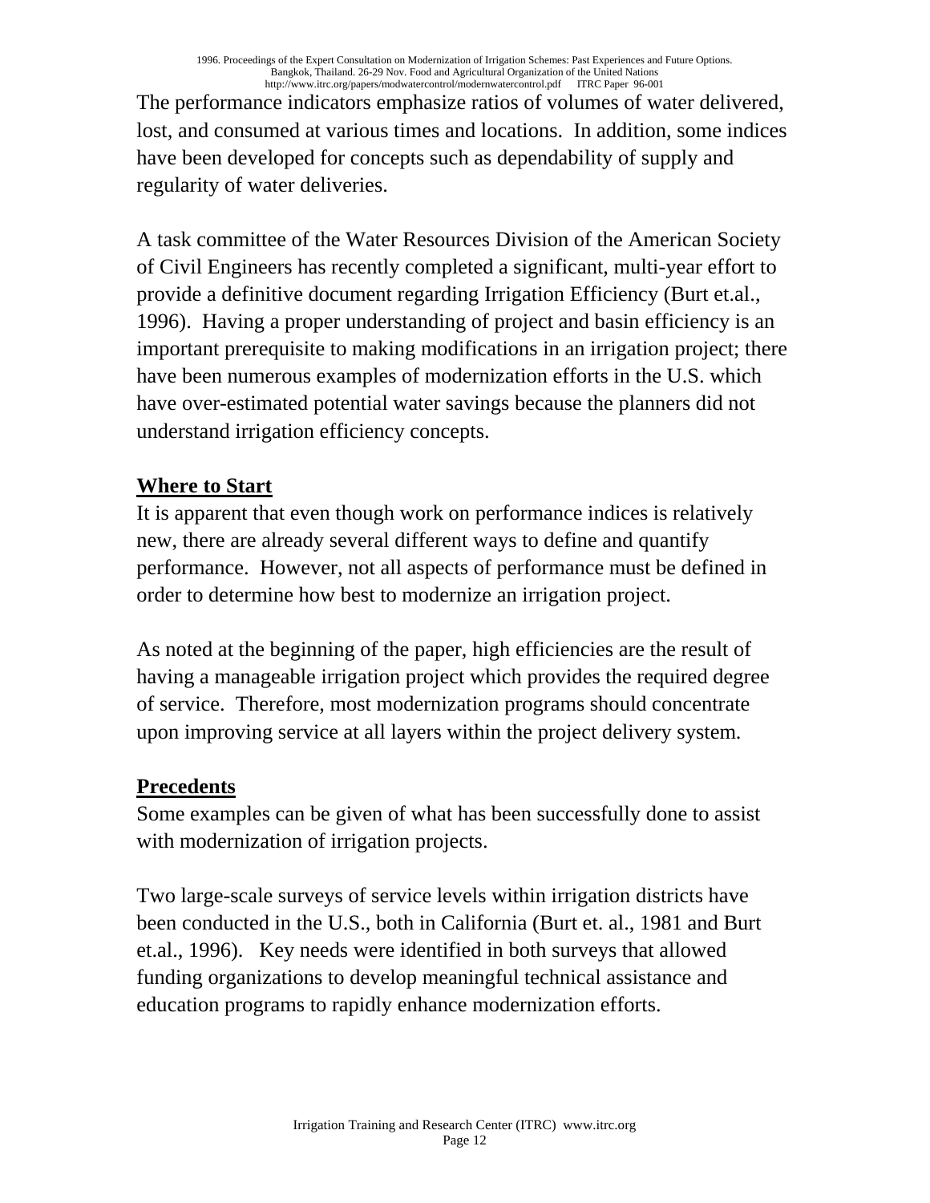The performance indicators emphasize ratios of volumes of water delivered, lost, and consumed at various times and locations. In addition, some indices have been developed for concepts such as dependability of supply and regularity of water deliveries.

A task committee of the Water Resources Division of the American Society of Civil Engineers has recently completed a significant, multi-year effort to provide a definitive document regarding Irrigation Efficiency (Burt et.al., 1996). Having a proper understanding of project and basin efficiency is an important prerequisite to making modifications in an irrigation project; there have been numerous examples of modernization efforts in the U.S. which have over-estimated potential water savings because the planners did not understand irrigation efficiency concepts.

## Where to Start

It is apparent that even though work on performance indices is relatively new, there are already several different ways to define and quantify performance. However, not all aspects of performance must be defined in order to determine how best to modernize an irrigation project.

As noted at the beginning of the paper, high efficiencies are the result of having a manageable irrigation project which provides the required degree of service. Therefore, most modernization programs should concentrate upon improving service at all layers within the project delivery system.

## Precedents

Some examples can be given of what has been successfully done to assist with modernization of irrigation projects.

Two large-scale surveys of service levels within irrigation districts have been conducted in the U.S., both in California (Burt et. al., 1981 and Burt et.al., 1996). Key needs were identified in both surveys that allowed funding organizations to develop meaningful technical assistance and education programs to rapidly enhance modernization efforts.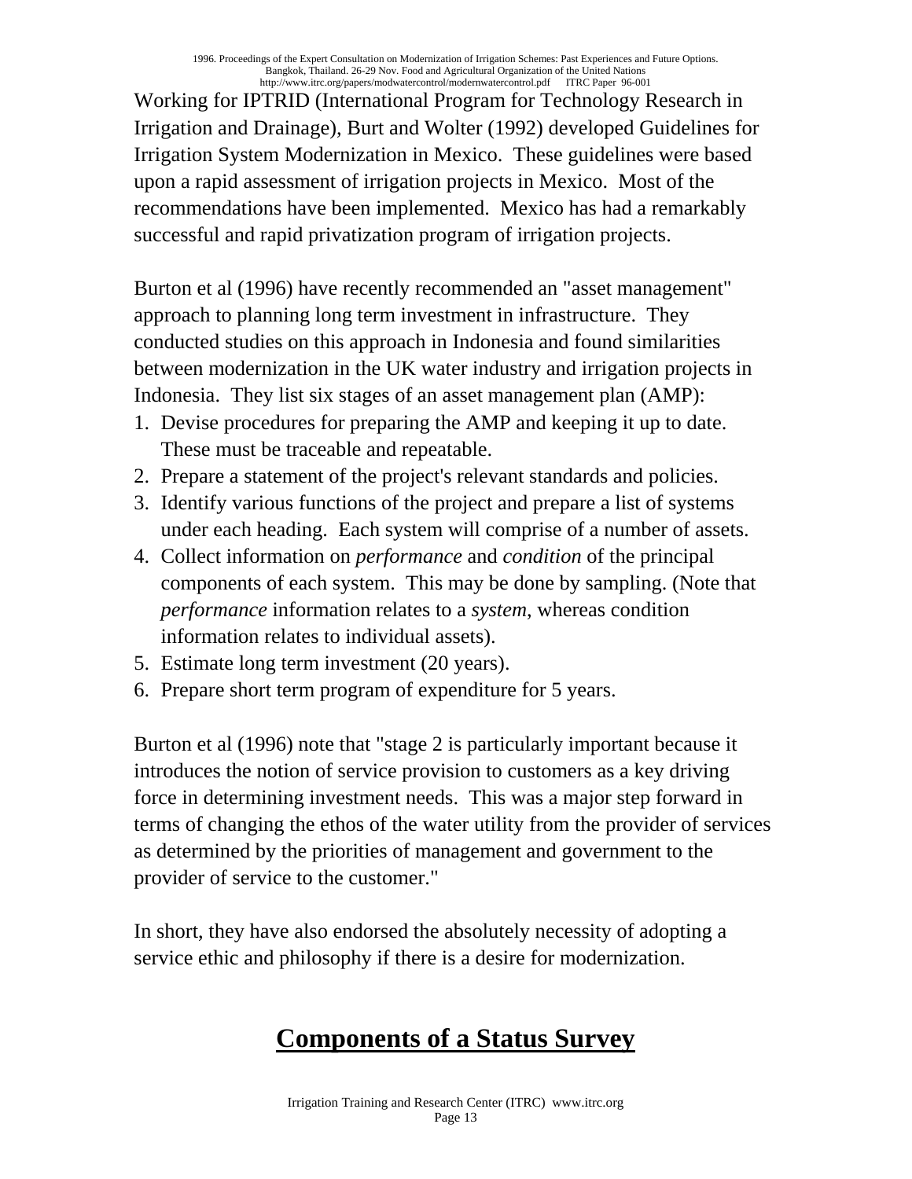Working for IPTRID (International Program for Technology Research in Irrigation and Drainage), Burt and Wolter (1992) developed Guidelines for Irrigation System Modernization in Mexico. These guidelines were based upon a rapid assessment of irrigation projects in Mexico. Most of the recommendations have been implemented. Mexico has had a remarkably successful and rapid privatization program of irrigation projects.

Burton et al (1996) have recently recommended an "asset management" approach to planning long term investment in infrastructure. They conducted studies on this approach in Indonesia and found similarities between modernization in the UK water industry and irrigation projects in Indonesia. They list six stages of an asset management plan (AMP):

1. Devise procedures for preparing the AMP and keeping it up to date. These must be traceable and repeatable.
2. Prepare a statement of the project's relevant standards and policies.
3. Identify various functions of the project and prepare a list of systems under each heading. Each system will comprise of a number of assets.
4. Collect information on *performance* and *condition* of the principal components of each system. This may be done by sampling. (Note that *performance* information relates to a *system*, whereas condition information relates to individual assets).
5. Estimate long term investment (20 years).
6. Prepare short term program of expenditure for 5 years.

Burton et al (1996) note that "stage 2 is particularly important because it introduces the notion of service provision to customers as a key driving force in determining investment needs. This was a major step forward in terms of changing the ethos of the water utility from the provider of services as determined by the priorities of management and government to the provider of service to the customer."

In short, they have also endorsed the absolutely necessity of adopting a service ethic and philosophy if there is a desire for modernization.

# **Components of a Status Survey**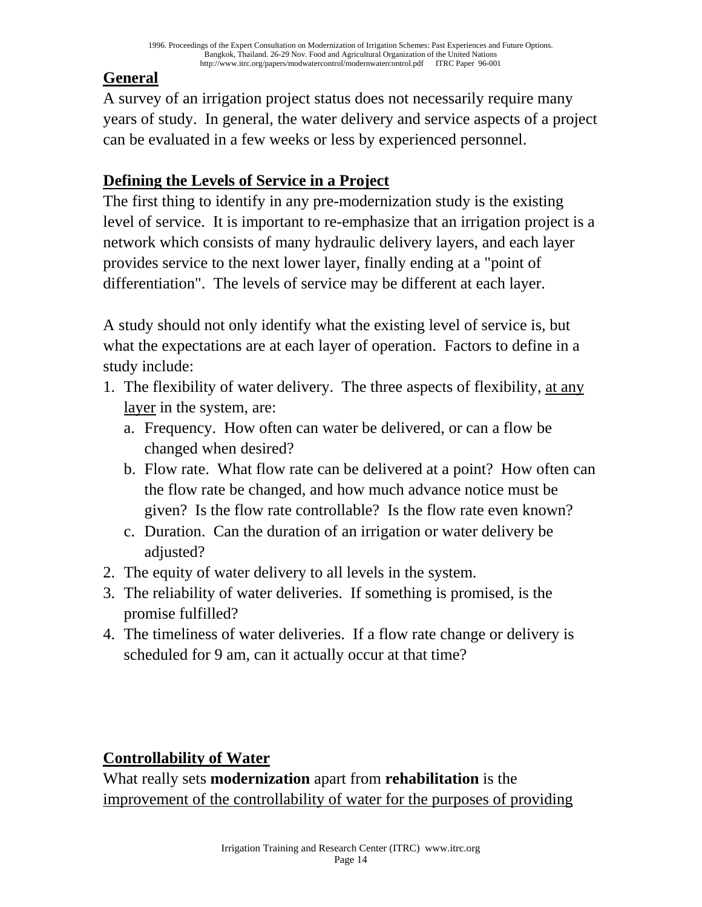## General

A survey of an irrigation project status does not necessarily require many years of study. In general, the water delivery and service aspects of a project can be evaluated in a few weeks or less by experienced personnel.

## Defining the Levels of Service in a Project

The first thing to identify in any pre-modernization study is the existing level of service. It is important to re-emphasize that an irrigation project is a network which consists of many hydraulic delivery layers, and each layer provides service to the next lower layer, finally ending at a "point of differentiation". The levels of service may be different at each layer.

A study should not only identify what the existing level of service is, but what the expectations are at each layer of operation. Factors to define in a study include:

1. The flexibility of water delivery. The three aspects of flexibility, <u>at any layer</u> in the system, are:
   a. Frequency. How often can water be delivered, or can a flow be changed when desired?
   b. Flow rate. What flow rate can be delivered at a point? How often can the flow rate be changed, and how much advance notice must be given? Is the flow rate controllable? Is the flow rate even known?
   c. Duration. Can the duration of an irrigation or water delivery be adjusted?
2. The equity of water delivery to all levels in the system.
3. The reliability of water deliveries. If something is promised, is the promise fulfilled?
4. The timeliness of water deliveries. If a flow rate change or delivery is scheduled for 9 am, can it actually occur at that time?

## Controllability of Water

What really sets **modernization** apart from **rehabilitation** is the <u>improvement of the controllability of water for the purposes of providing</u>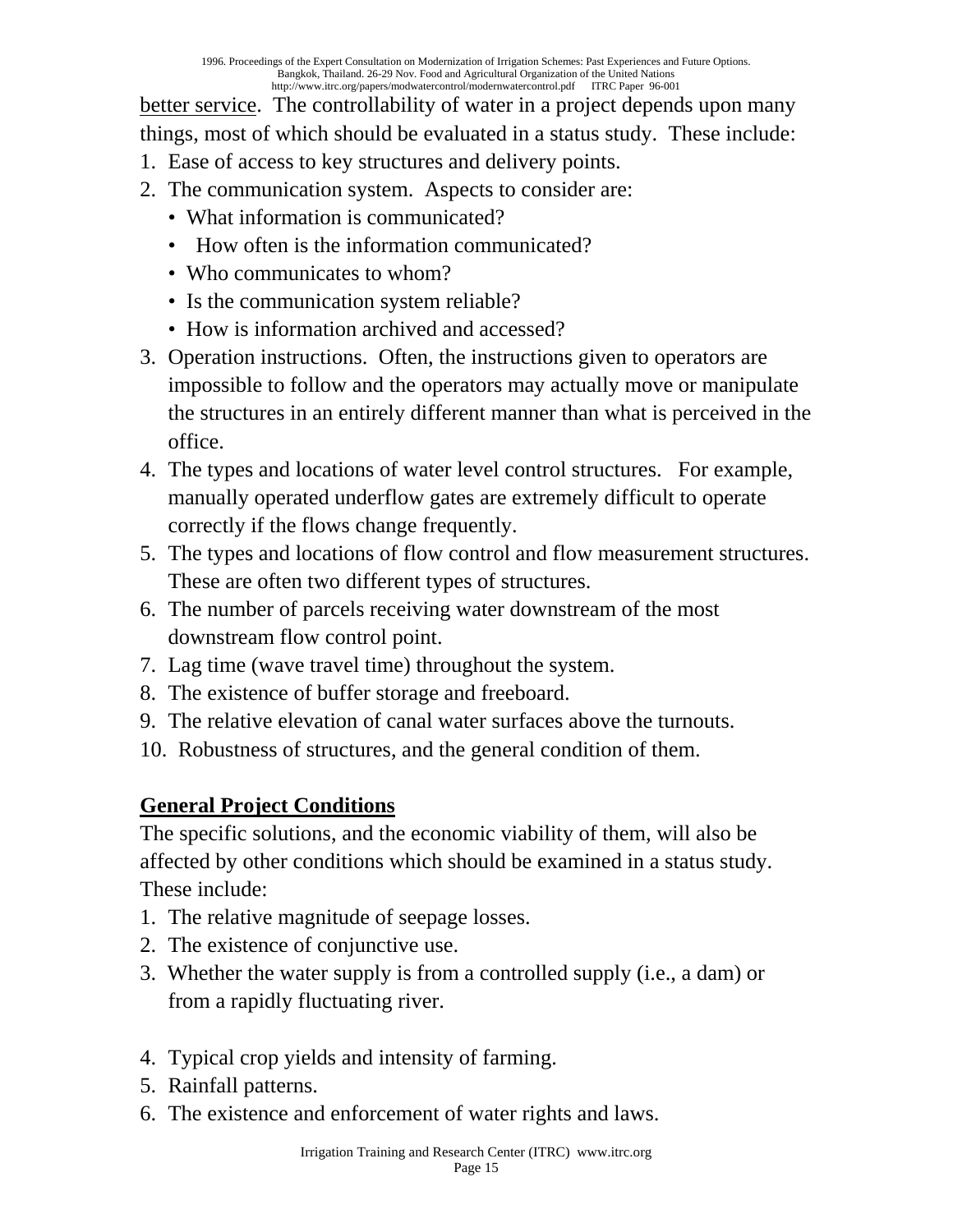better service. The controllability of water in a project depends upon many things, most of which should be evaluated in a status study. These include:

1. Ease of access to key structures and delivery points.
2. The communication system. Aspects to consider are:
   - What information is communicated?
   - How often is the information communicated?
   - Who communicates to whom?
   - Is the communication system reliable?
   - How is information archived and accessed?
3. Operation instructions. Often, the instructions given to operators are impossible to follow and the operators may actually move or manipulate the structures in an entirely different manner than what is perceived in the office.
4. The types and locations of water level control structures. For example, manually operated underflow gates are extremely difficult to operate correctly if the flows change frequently.
5. The types and locations of flow control and flow measurement structures. These are often two different types of structures.
6. The number of parcels receiving water downstream of the most downstream flow control point.
7. Lag time (wave travel time) throughout the system.
8. The existence of buffer storage and freeboard.
9. The relative elevation of canal water surfaces above the turnouts.
10. Robustness of structures, and the general condition of them.

## General Project Conditions

The specific solutions, and the economic viability of them, will also be affected by other conditions which should be examined in a status study. These include:

1. The relative magnitude of seepage losses.
2. The existence of conjunctive use.
3. Whether the water supply is from a controlled supply (i.e., a dam) or from a rapidly fluctuating river.
4. Typical crop yields and intensity of farming.
5. Rainfall patterns.
6. The existence and enforcement of water rights and laws.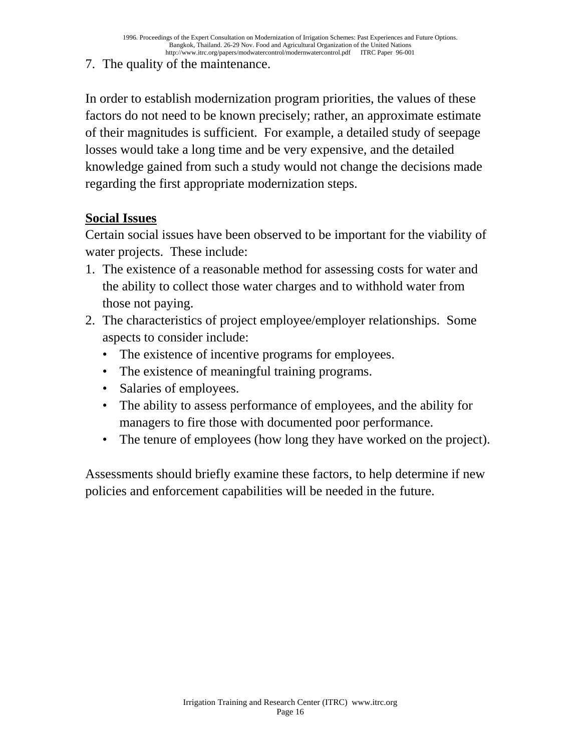7. The quality of the maintenance.

In order to establish modernization program priorities, the values of these factors do not need to be known precisely; rather, an approximate estimate of their magnitudes is sufficient. For example, a detailed study of seepage losses would take a long time and be very expensive, and the detailed knowledge gained from such a study would not change the decisions made regarding the first appropriate modernization steps.

## Social Issues

Certain social issues have been observed to be important for the viability of water projects. These include:

1. The existence of a reasonable method for assessing costs for water and the ability to collect those water charges and to withhold water from those not paying.
2. The characteristics of project employee/employer relationships. Some aspects to consider include:
   - The existence of incentive programs for employees.
   - The existence of meaningful training programs.
   - Salaries of employees.
   - The ability to assess performance of employees, and the ability for managers to fire those with documented poor performance.
   - The tenure of employees (how long they have worked on the project).

Assessments should briefly examine these factors, to help determine if new policies and enforcement capabilities will be needed in the future.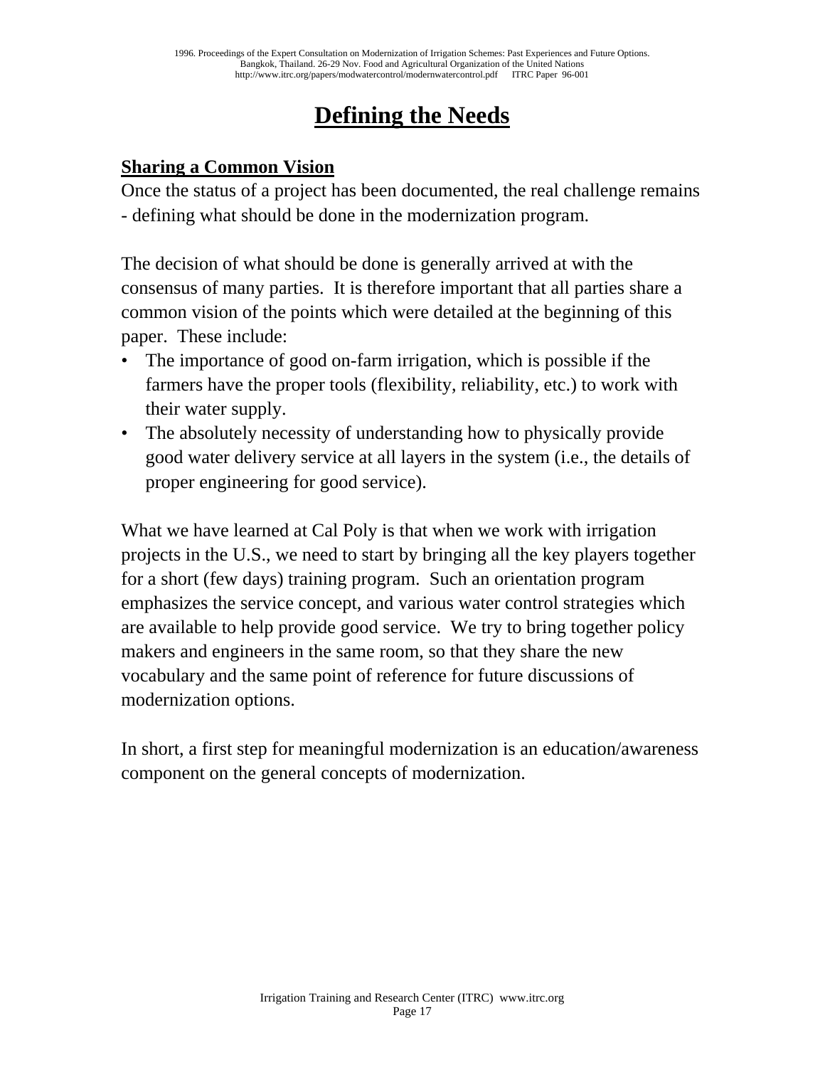# Defining the Needs

## Sharing a Common Vision

Once the status of a project has been documented, the real challenge remains - defining what should be done in the modernization program.

The decision of what should be done is generally arrived at with the consensus of many parties. It is therefore important that all parties share a common vision of the points which were detailed at the beginning of this paper. These include:

- The importance of good on-farm irrigation, which is possible if the farmers have the proper tools (flexibility, reliability, etc.) to work with their water supply.
- The absolutely necessity of understanding how to physically provide good water delivery service at all layers in the system (i.e., the details of proper engineering for good service).

What we have learned at Cal Poly is that when we work with irrigation projects in the U.S., we need to start by bringing all the key players together for a short (few days) training program. Such an orientation program emphasizes the service concept, and various water control strategies which are available to help provide good service. We try to bring together policy makers and engineers in the same room, so that they share the new vocabulary and the same point of reference for future discussions of modernization options.

In short, a first step for meaningful modernization is an education/awareness component on the general concepts of modernization.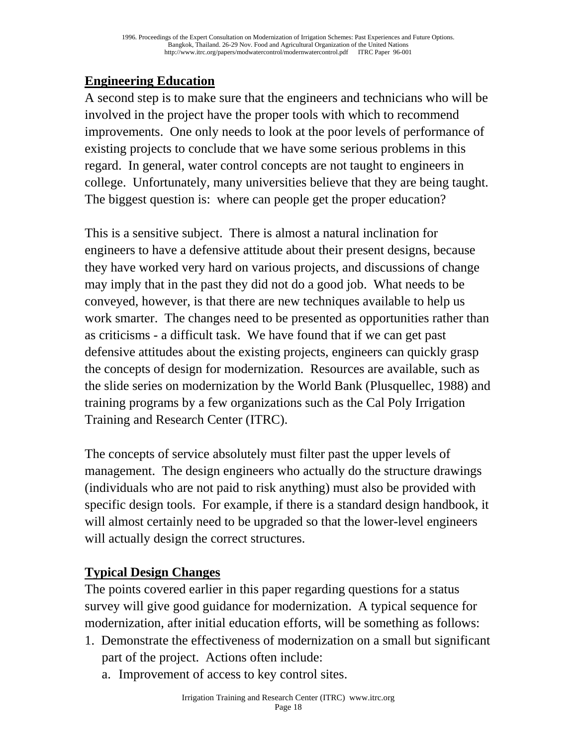## Engineering Education

A second step is to make sure that the engineers and technicians who will be involved in the project have the proper tools with which to recommend improvements. One only needs to look at the poor levels of performance of existing projects to conclude that we have some serious problems in this regard. In general, water control concepts are not taught to engineers in college. Unfortunately, many universities believe that they are being taught. The biggest question is: where can people get the proper education?

This is a sensitive subject. There is almost a natural inclination for engineers to have a defensive attitude about their present designs, because they have worked very hard on various projects, and discussions of change may imply that in the past they did not do a good job. What needs to be conveyed, however, is that there are new techniques available to help us work smarter. The changes need to be presented as opportunities rather than as criticisms - a difficult task. We have found that if we can get past defensive attitudes about the existing projects, engineers can quickly grasp the concepts of design for modernization. Resources are available, such as the slide series on modernization by the World Bank (Plusquellec, 1988) and training programs by a few organizations such as the Cal Poly Irrigation Training and Research Center (ITRC).

The concepts of service absolutely must filter past the upper levels of management. The design engineers who actually do the structure drawings (individuals who are not paid to risk anything) must also be provided with specific design tools. For example, if there is a standard design handbook, it will almost certainly need to be upgraded so that the lower-level engineers will actually design the correct structures.

## Typical Design Changes

The points covered earlier in this paper regarding questions for a status survey will give good guidance for modernization. A typical sequence for modernization, after initial education efforts, will be something as follows:

1. Demonstrate the effectiveness of modernization on a small but significant part of the project. Actions often include:
   a. Improvement of access to key control sites.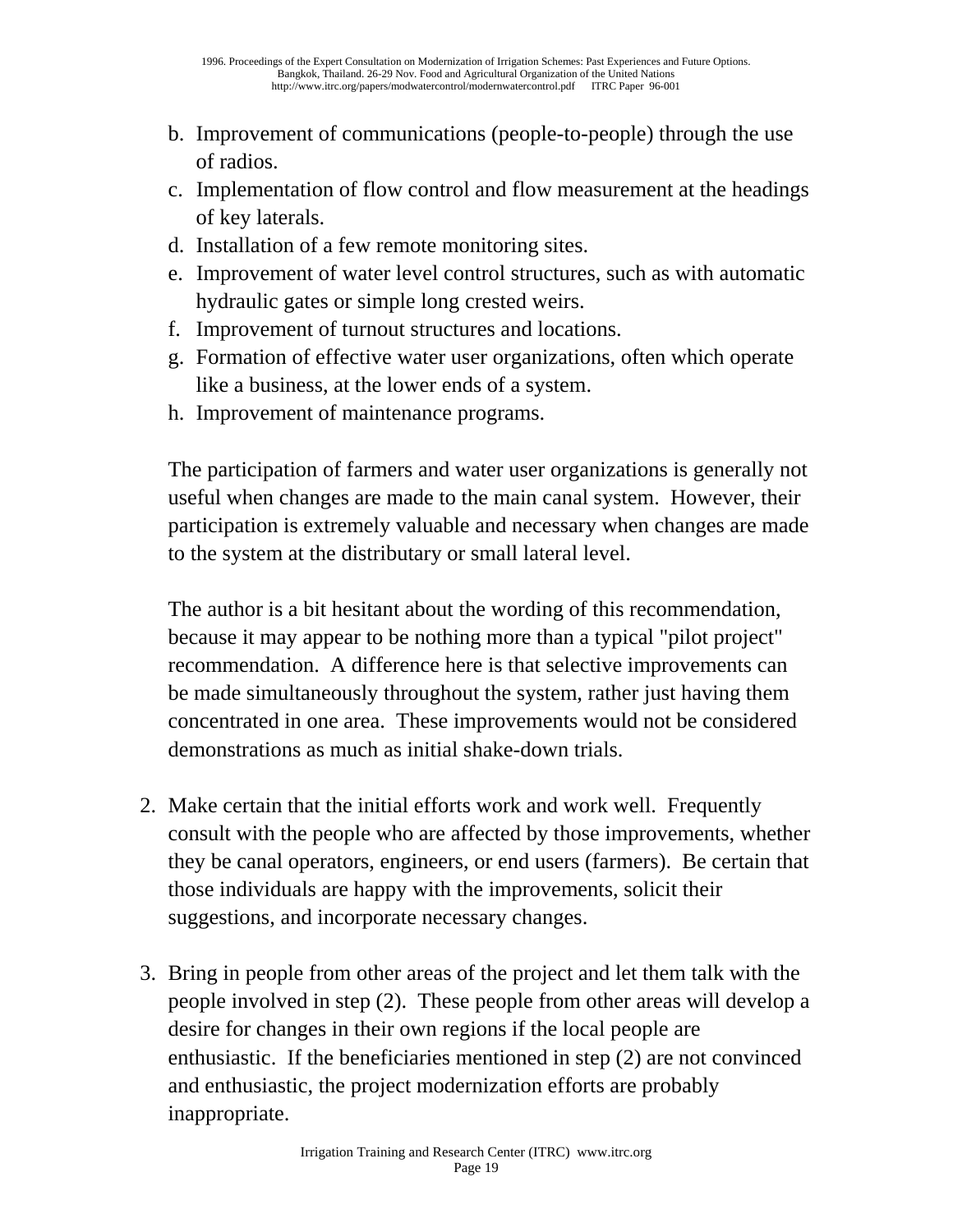b. Improvement of communications (people-to-people) through the use of radios.
c. Implementation of flow control and flow measurement at the headings of key laterals.
d. Installation of a few remote monitoring sites.
e. Improvement of water level control structures, such as with automatic hydraulic gates or simple long crested weirs.
f. Improvement of turnout structures and locations.
g. Formation of effective water user organizations, often which operate like a business, at the lower ends of a system.
h. Improvement of maintenance programs.

The participation of farmers and water user organizations is generally not useful when changes are made to the main canal system. However, their participation is extremely valuable and necessary when changes are made to the system at the distributary or small lateral level.

The author is a bit hesitant about the wording of this recommendation, because it may appear to be nothing more than a typical "pilot project" recommendation. A difference here is that selective improvements can be made simultaneously throughout the system, rather just having them concentrated in one area. These improvements would not be considered demonstrations as much as initial shake-down trials.

2. Make certain that the initial efforts work and work well. Frequently consult with the people who are affected by those improvements, whether they be canal operators, engineers, or end users (farmers). Be certain that those individuals are happy with the improvements, solicit their suggestions, and incorporate necessary changes.

3. Bring in people from other areas of the project and let them talk with the people involved in step (2). These people from other areas will develop a desire for changes in their own regions if the local people are enthusiastic. If the beneficiaries mentioned in step (2) are not convinced and enthusiastic, the project modernization efforts are probably inappropriate.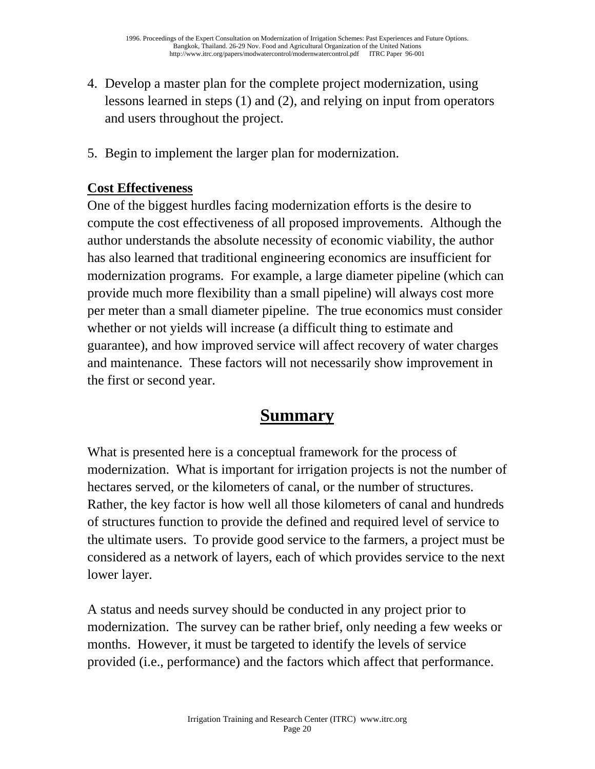4. Develop a master plan for the complete project modernization, using lessons learned in steps (1) and (2), and relying on input from operators and users throughout the project.

5. Begin to implement the larger plan for modernization.

**Cost Effectiveness**

One of the biggest hurdles facing modernization efforts is the desire to compute the cost effectiveness of all proposed improvements. Although the author understands the absolute necessity of economic viability, the author has also learned that traditional engineering economics are insufficient for modernization programs. For example, a large diameter pipeline (which can provide much more flexibility than a small pipeline) will always cost more per meter than a small diameter pipeline. The true economics must consider whether or not yields will increase (a difficult thing to estimate and guarantee), and how improved service will affect recovery of water charges and maintenance. These factors will not necessarily show improvement in the first or second year.

# Summary

What is presented here is a conceptual framework for the process of modernization. What is important for irrigation projects is not the number of hectares served, or the kilometers of canal, or the number of structures. Rather, the key factor is how well all those kilometers of canal and hundreds of structures function to provide the defined and required level of service to the ultimate users. To provide good service to the farmers, a project must be considered as a network of layers, each of which provides service to the next lower layer.

A status and needs survey should be conducted in any project prior to modernization. The survey can be rather brief, only needing a few weeks or months. However, it must be targeted to identify the levels of service provided (i.e., performance) and the factors which affect that performance.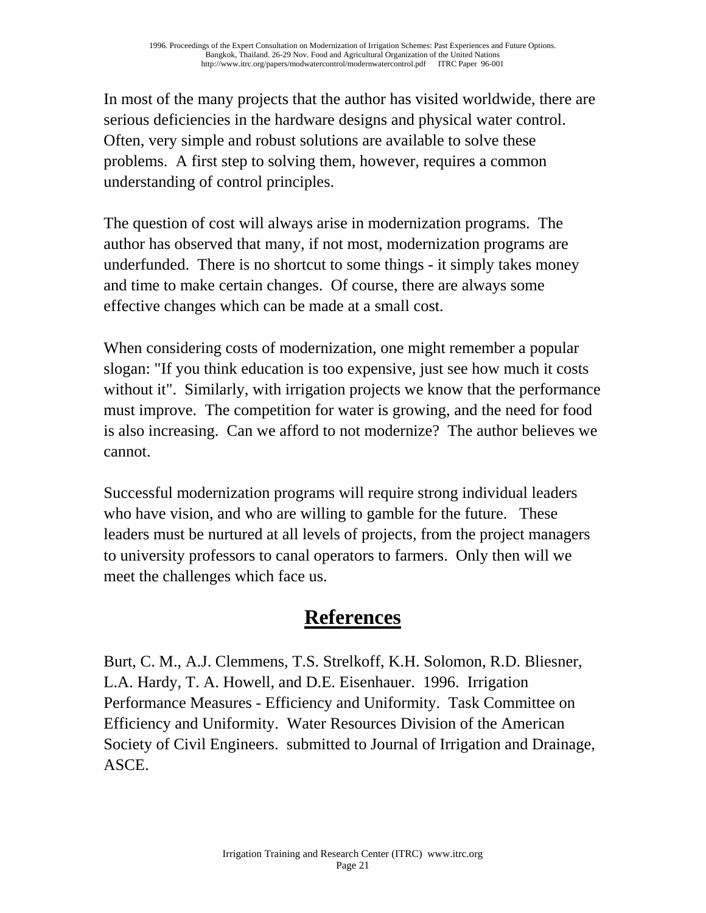In most of the many projects that the author has visited worldwide, there are serious deficiencies in the hardware designs and physical water control. Often, very simple and robust solutions are available to solve these problems. A first step to solving them, however, requires a common understanding of control principles.

The question of cost will always arise in modernization programs. The author has observed that many, if not most, modernization programs are underfunded. There is no shortcut to some things - it simply takes money and time to make certain changes. Of course, there are always some effective changes which can be made at a small cost.

When considering costs of modernization, one might remember a popular slogan: "If you think education is too expensive, just see how much it costs without it". Similarly, with irrigation projects we know that the performance must improve. The competition for water is growing, and the need for food is also increasing. Can we afford to not modernize? The author believes we cannot.

Successful modernization programs will require strong individual leaders who have vision, and who are willing to gamble for the future. These leaders must be nurtured at all levels of projects, from the project managers to university professors to canal operators to farmers. Only then will we meet the challenges which face us.

## References

Burt, C. M., A.J. Clemmens, T.S. Strelkoff, K.H. Solomon, R.D. Bliesner, L.A. Hardy, T. A. Howell, and D.E. Eisenhauer. 1996. Irrigation Performance Measures - Efficiency and Uniformity. Task Committee on Efficiency and Uniformity. Water Resources Division of the American Society of Civil Engineers. submitted to Journal of Irrigation and Drainage, ASCE.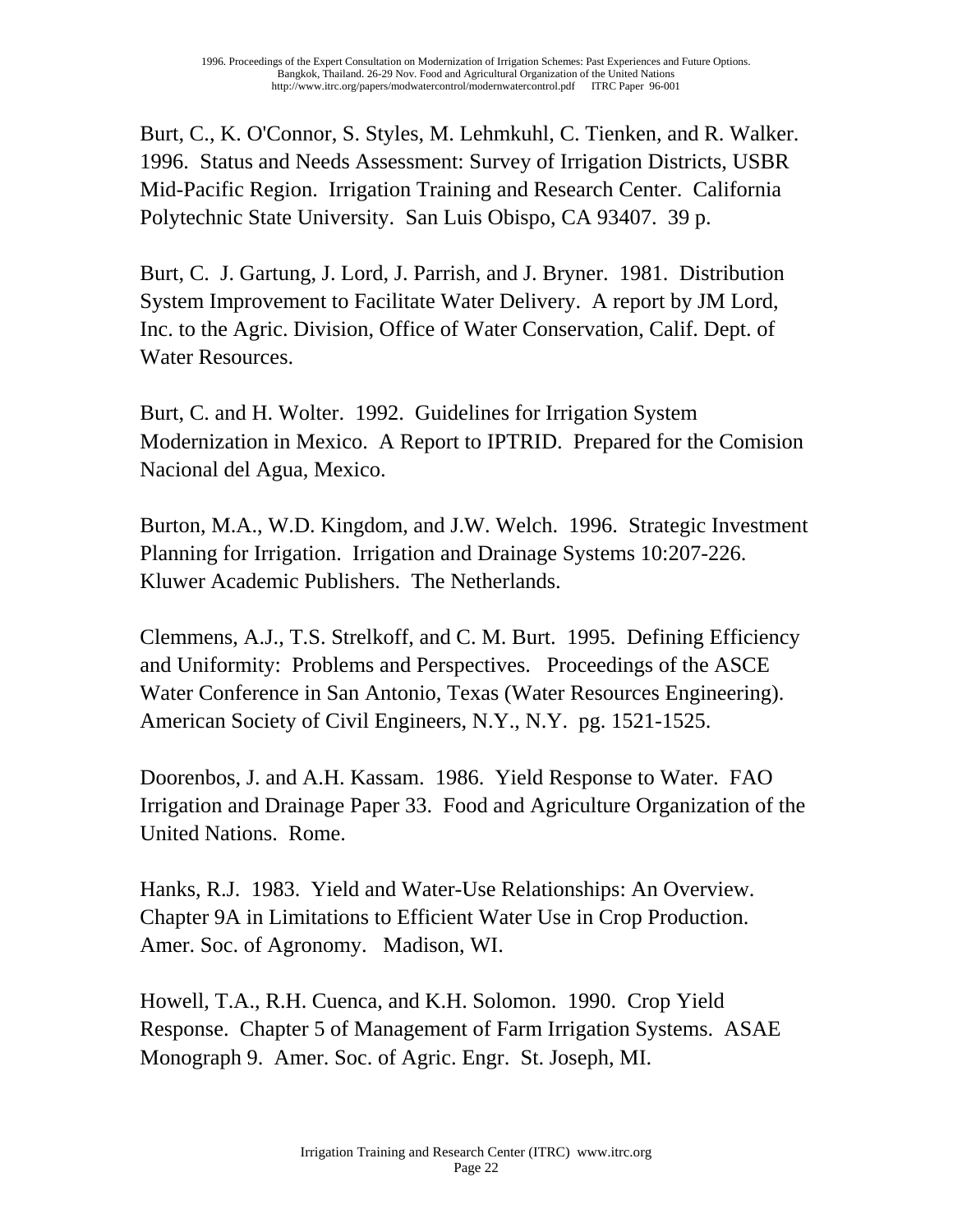Burt, C., K. O'Connor, S. Styles, M. Lehmkuhl, C. Tienken, and R. Walker. 1996. Status and Needs Assessment: Survey of Irrigation Districts, USBR Mid-Pacific Region. Irrigation Training and Research Center. California Polytechnic State University. San Luis Obispo, CA 93407. 39 p.

Burt, C. J. Gartung, J. Lord, J. Parrish, and J. Bryner. 1981. Distribution System Improvement to Facilitate Water Delivery. A report by JM Lord, Inc. to the Agric. Division, Office of Water Conservation, Calif. Dept. of Water Resources.

Burt, C. and H. Wolter. 1992. Guidelines for Irrigation System Modernization in Mexico. A Report to IPTRID. Prepared for the Comision Nacional del Agua, Mexico.

Burton, M.A., W.D. Kingdom, and J.W. Welch. 1996. Strategic Investment Planning for Irrigation. Irrigation and Drainage Systems 10:207-226. Kluwer Academic Publishers. The Netherlands.

Clemmens, A.J., T.S. Strelkoff, and C. M. Burt. 1995. Defining Efficiency and Uniformity: Problems and Perspectives. Proceedings of the ASCE Water Conference in San Antonio, Texas (Water Resources Engineering). American Society of Civil Engineers, N.Y., N.Y. pg. 1521-1525.

Doorenbos, J. and A.H. Kassam. 1986. Yield Response to Water. FAO Irrigation and Drainage Paper 33. Food and Agriculture Organization of the United Nations. Rome.

Hanks, R.J. 1983. Yield and Water-Use Relationships: An Overview. Chapter 9A in Limitations to Efficient Water Use in Crop Production. Amer. Soc. of Agronomy. Madison, WI.

Howell, T.A., R.H. Cuenca, and K.H. Solomon. 1990. Crop Yield Response. Chapter 5 of Management of Farm Irrigation Systems. ASAE Monograph 9. Amer. Soc. of Agric. Engr. St. Joseph, MI.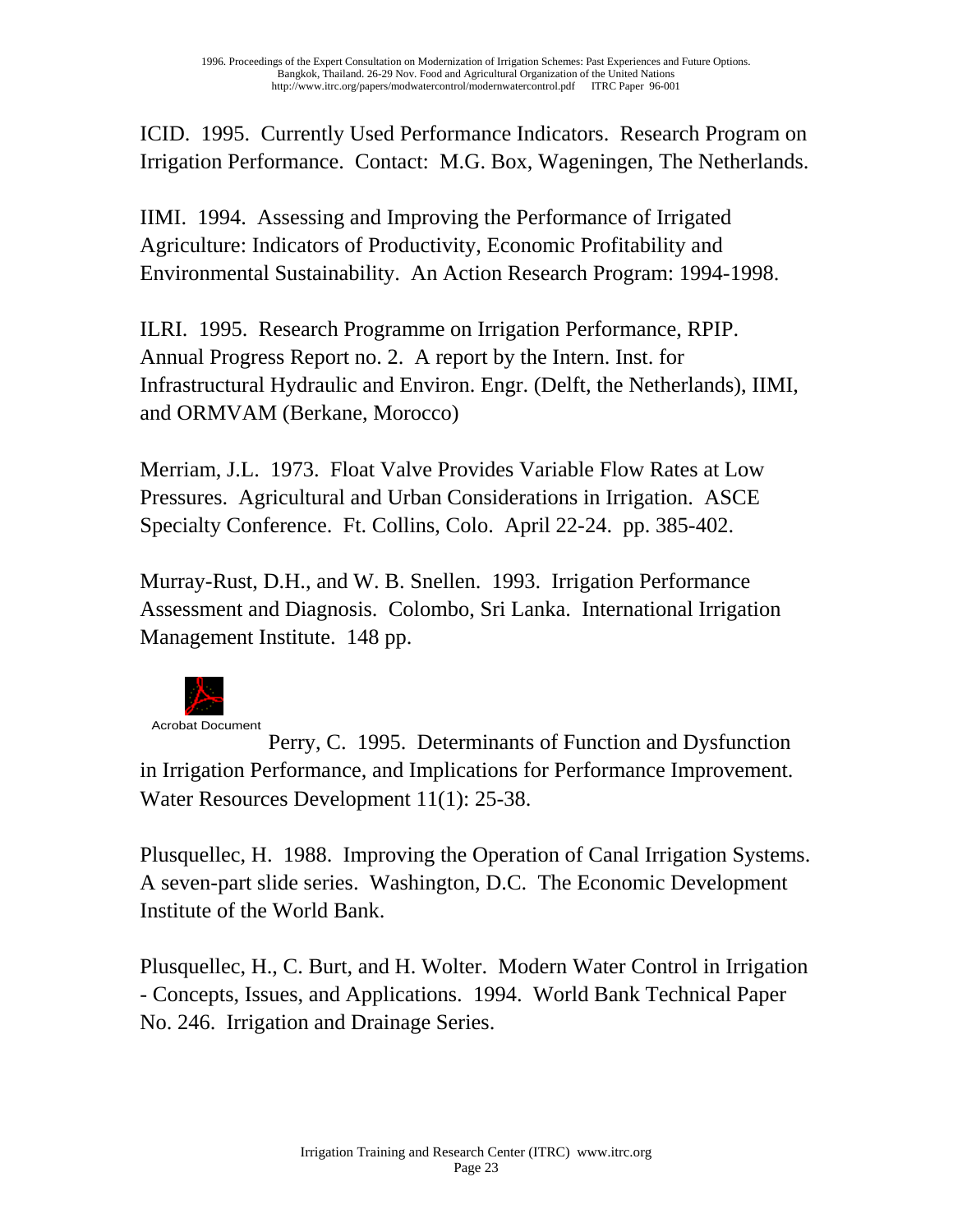ICID. 1995. Currently Used Performance Indicators. Research Program on Irrigation Performance. Contact: M.G. Box, Wageningen, The Netherlands.

IIMI. 1994. Assessing and Improving the Performance of Irrigated Agriculture: Indicators of Productivity, Economic Profitability and Environmental Sustainability. An Action Research Program: 1994-1998.

ILRI. 1995. Research Programme on Irrigation Performance, RPIP. Annual Progress Report no. 2. A report by the Intern. Inst. for Infrastructural Hydraulic and Environ. Engr. (Delft, the Netherlands), IIMI, and ORMVAM (Berkane, Morocco)

Merriam, J.L. 1973. Float Valve Provides Variable Flow Rates at Low Pressures. Agricultural and Urban Considerations in Irrigation. ASCE Specialty Conference. Ft. Collins, Colo. April 22-24. pp. 385-402.

Murray-Rust, D.H., and W. B. Snellen. 1993. Irrigation Performance Assessment and Diagnosis. Colombo, Sri Lanka. International Irrigation Management Institute. 148 pp.

Acrobat Document

Perry, C. 1995. Determinants of Function and Dysfunction in Irrigation Performance, and Implications for Performance Improvement. Water Resources Development 11(1): 25-38.

Plusquellec, H. 1988. Improving the Operation of Canal Irrigation Systems. A seven-part slide series. Washington, D.C. The Economic Development Institute of the World Bank.

Plusquellec, H., C. Burt, and H. Wolter. Modern Water Control in Irrigation - Concepts, Issues, and Applications. 1994. World Bank Technical Paper No. 246. Irrigation and Drainage Series.